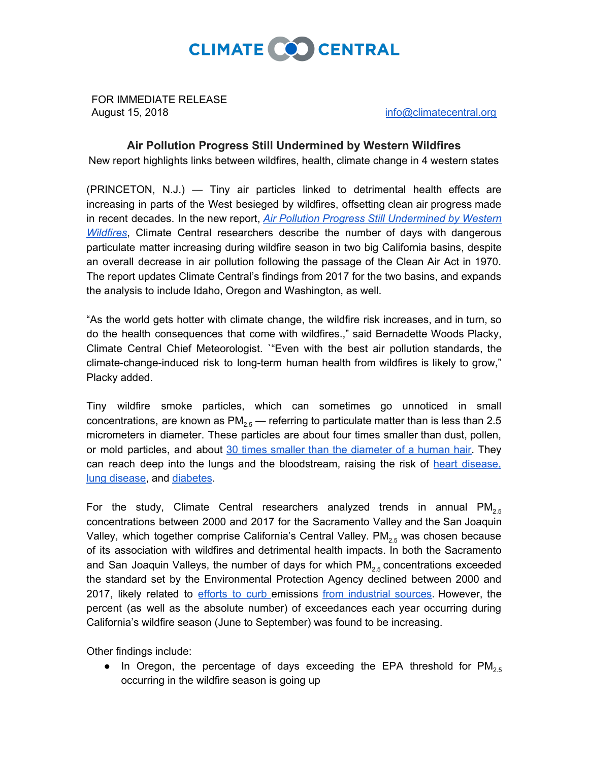**CLIMATE CENTRAL**

FOR IMMEDIATE RELEASE
August 15, 2018

info@climatecentral.org

## Air Pollution Progress Still Undermined by Western Wildfires

New report highlights links between wildfires, health, climate change in 4 western states

(PRINCETON, N.J.) — Tiny air particles linked to detrimental health effects are increasing in parts of the West besieged by wildfires, offsetting clean air progress made in recent decades. In the new report, *Air Pollution Progress Still Undermined by Western Wildfires*, Climate Central researchers describe the number of days with dangerous particulate matter increasing during wildfire season in two big California basins, despite an overall decrease in air pollution following the passage of the Clean Air Act in 1970. The report updates Climate Central's findings from 2017 for the two basins, and expands the analysis to include Idaho, Oregon and Washington, as well.

"As the world gets hotter with climate change, the wildfire risk increases, and in turn, so do the health consequences that come with wildfires.," said Bernadette Woods Placky, Climate Central Chief Meteorologist. `"Even with the best air pollution standards, the climate-change-induced risk to long-term human health from wildfires is likely to grow," Placky added.

Tiny wildfire smoke particles, which can sometimes go unnoticed in small concentrations, are known as $PM_{2.5}$ — referring to particulate matter than is less than 2.5 micrometers in diameter. These particles are about four times smaller than dust, pollen, or mold particles, and about 30 times smaller than the diameter of a human hair. They can reach deep into the lungs and the bloodstream, raising the risk of heart disease, lung disease, and diabetes.

For the study, Climate Central researchers analyzed trends in annual $PM_{2.5}$ concentrations between 2000 and 2017 for the Sacramento Valley and the San Joaquin Valley, which together comprise California's Central Valley. $PM_{2.5}$ was chosen because of its association with wildfires and detrimental health impacts. In both the Sacramento and San Joaquin Valleys, the number of days for which $PM_{2.5}$ concentrations exceeded the standard set by the Environmental Protection Agency declined between 2000 and 2017, likely related to efforts to curb emissions from industrial sources. However, the percent (as well as the absolute number) of exceedances each year occurring during California's wildfire season (June to September) was found to be increasing.

Other findings include:

- In Oregon, the percentage of days exceeding the EPA threshold for $PM_{2.5}$ occurring in the wildfire season is going up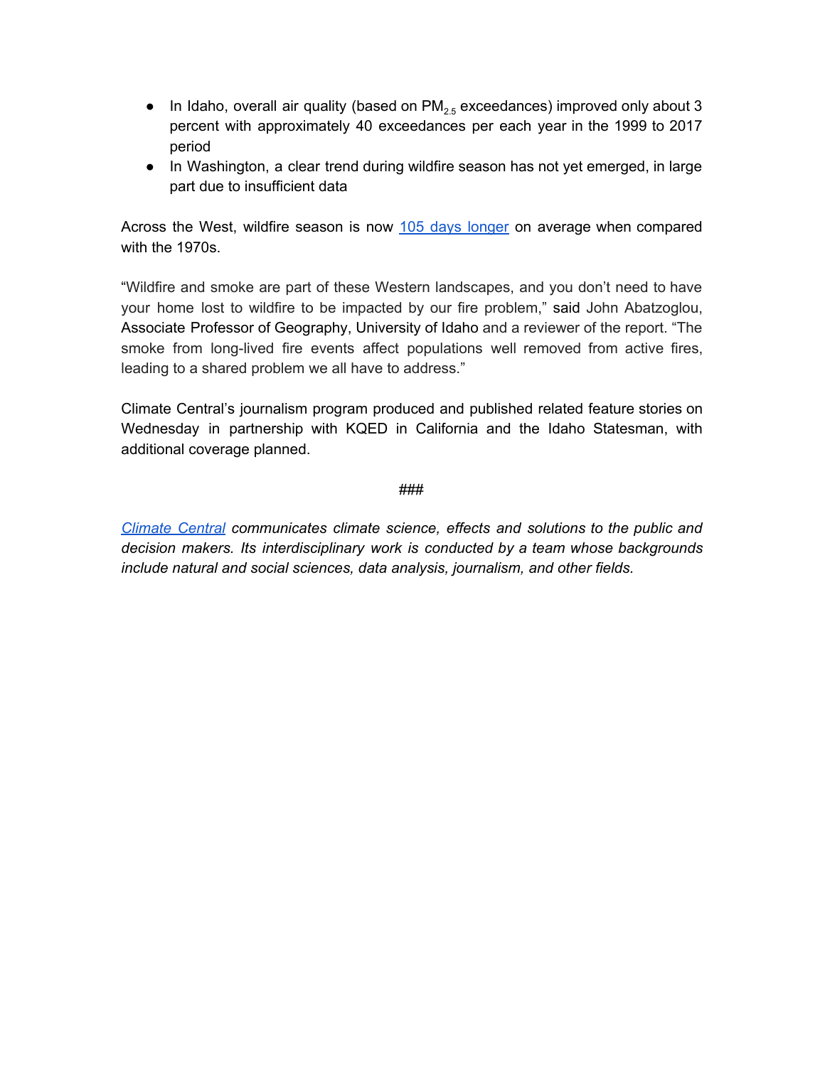- In Idaho, overall air quality (based on $PM_{2.5}$ exceedances) improved only about 3 percent with approximately 40 exceedances per each year in the 1999 to 2017 period
- In Washington, a clear trend during wildfire season has not yet emerged, in large part due to insufficient data

Across the West, wildfire season is now [105 days longer] on average when compared with the 1970s.

"Wildfire and smoke are part of these Western landscapes, and you don't need to have your home lost to wildfire to be impacted by our fire problem," said John Abatzoglou, Associate Professor of Geography, University of Idaho and a reviewer of the report. "The smoke from long-lived fire events affect populations well removed from active fires, leading to a shared problem we all have to address."

Climate Central's journalism program produced and published related feature stories on Wednesday in partnership with KQED in California and the Idaho Statesman, with additional coverage planned.

###

*Climate Central communicates climate science, effects and solutions to the public and decision makers. Its interdisciplinary work is conducted by a team whose backgrounds include natural and social sciences, data analysis, journalism, and other fields.*